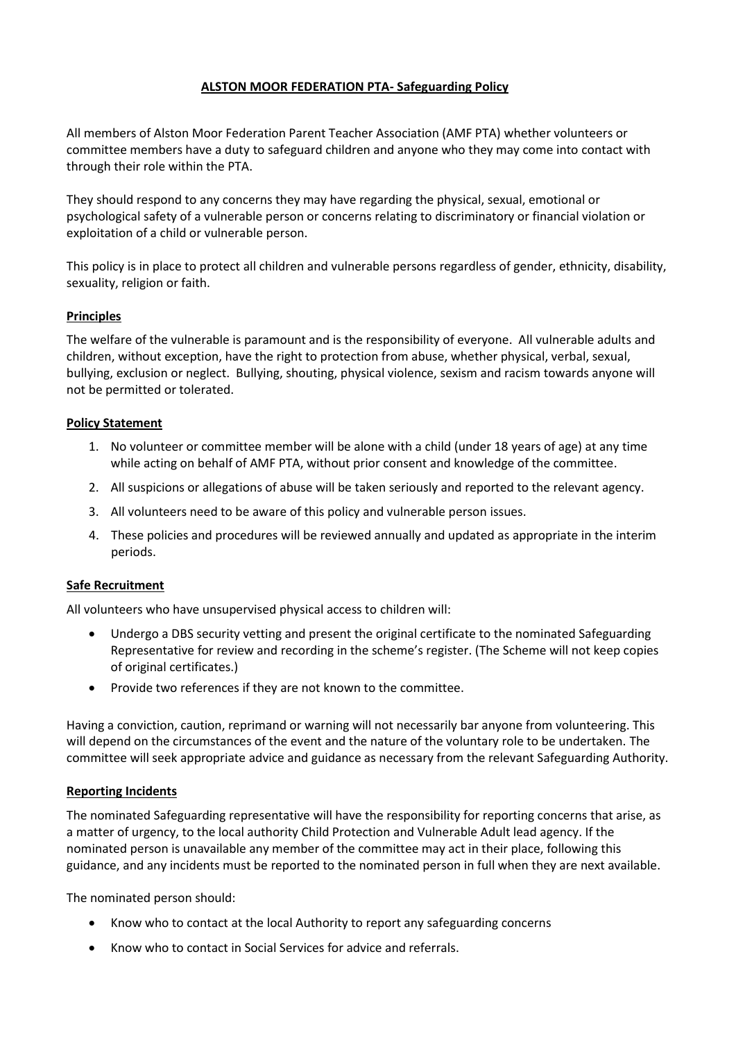# ALSTON MOOR FEDERATION PTA- Safeguarding Policy

All members of Alston Moor Federation Parent Teacher Association (AMF PTA) whether volunteers or committee members have a duty to safeguard children and anyone who they may come into contact with through their role within the PTA.

They should respond to any concerns they may have regarding the physical, sexual, emotional or psychological safety of a vulnerable person or concerns relating to discriminatory or financial violation or exploitation of a child or vulnerable person.

This policy is in place to protect all children and vulnerable persons regardless of gender, ethnicity, disability, sexuality, religion or faith.

## Principles

The welfare of the vulnerable is paramount and is the responsibility of everyone. All vulnerable adults and children, without exception, have the right to protection from abuse, whether physical, verbal, sexual, bullying, exclusion or neglect. Bullying, shouting, physical violence, sexism and racism towards anyone will not be permitted or tolerated.

## Policy Statement

1. No volunteer or committee member will be alone with a child (under 18 years of age) at any time while acting on behalf of AMF PTA, without prior consent and knowledge of the committee.
2. All suspicions or allegations of abuse will be taken seriously and reported to the relevant agency.
3. All volunteers need to be aware of this policy and vulnerable person issues.
4. These policies and procedures will be reviewed annually and updated as appropriate in the interim periods.

## Safe Recruitment

All volunteers who have unsupervised physical access to children will:

- Undergo a DBS security vetting and present the original certificate to the nominated Safeguarding Representative for review and recording in the scheme's register. (The Scheme will not keep copies of original certificates.)
- Provide two references if they are not known to the committee.

Having a conviction, caution, reprimand or warning will not necessarily bar anyone from volunteering. This will depend on the circumstances of the event and the nature of the voluntary role to be undertaken. The committee will seek appropriate advice and guidance as necessary from the relevant Safeguarding Authority.

## Reporting Incidents

The nominated Safeguarding representative will have the responsibility for reporting concerns that arise, as a matter of urgency, to the local authority Child Protection and Vulnerable Adult lead agency. If the nominated person is unavailable any member of the committee may act in their place, following this guidance, and any incidents must be reported to the nominated person in full when they are next available.

The nominated person should:

- Know who to contact at the local Authority to report any safeguarding concerns
- Know who to contact in Social Services for advice and referrals.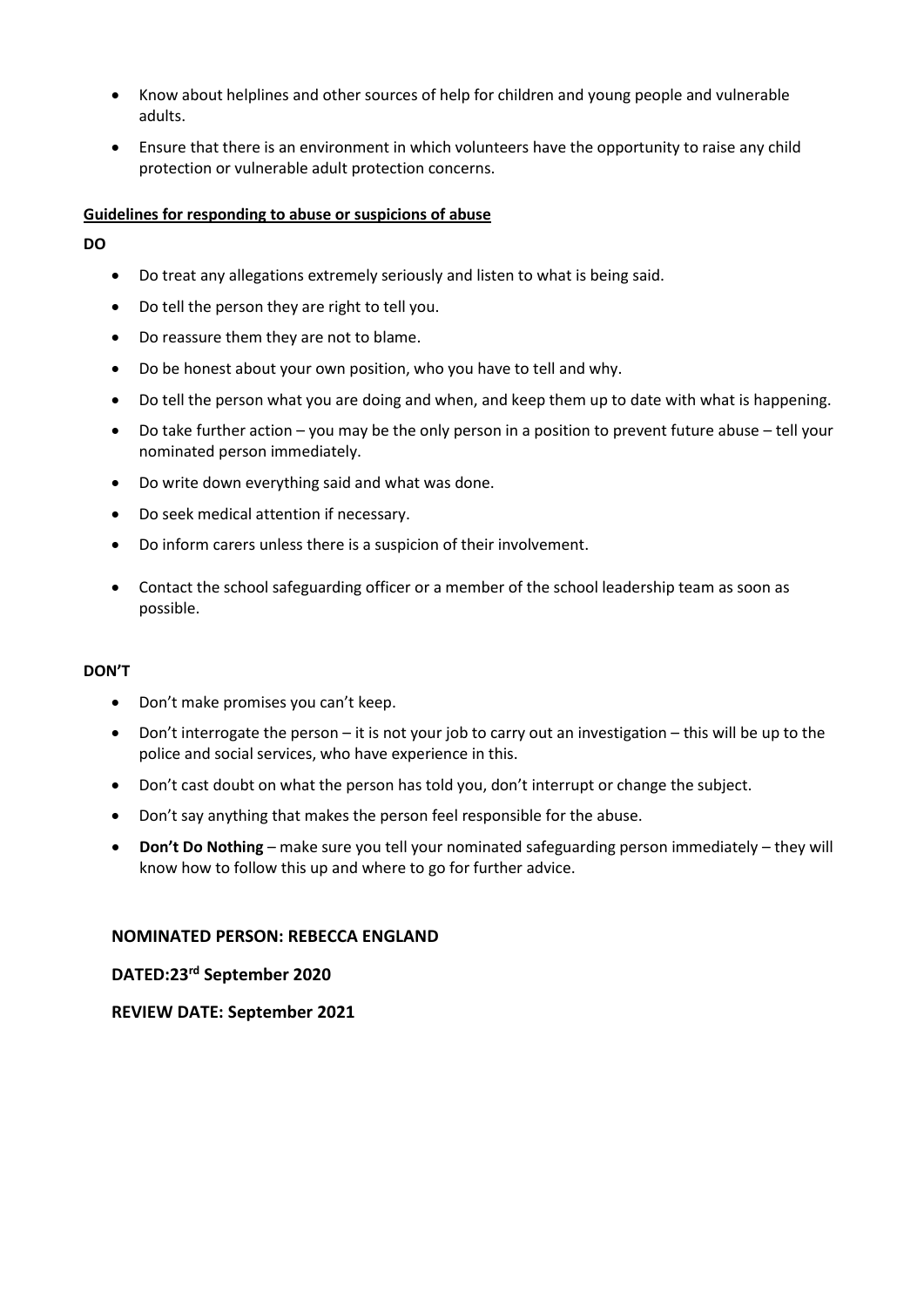- Know about helplines and other sources of help for children and young people and vulnerable adults.
- Ensure that there is an environment in which volunteers have the opportunity to raise any child protection or vulnerable adult protection concerns.

**Guidelines for responding to abuse or suspicions of abuse**

**DO**

- Do treat any allegations extremely seriously and listen to what is being said.
- Do tell the person they are right to tell you.
- Do reassure them they are not to blame.
- Do be honest about your own position, who you have to tell and why.
- Do tell the person what you are doing and when, and keep them up to date with what is happening.
- Do take further action – you may be the only person in a position to prevent future abuse – tell your nominated person immediately.
- Do write down everything said and what was done.
- Do seek medical attention if necessary.
- Do inform carers unless there is a suspicion of their involvement.
- Contact the school safeguarding officer or a member of the school leadership team as soon as possible.

**DON'T**

- Don't make promises you can't keep.
- Don't interrogate the person – it is not your job to carry out an investigation – this will be up to the police and social services, who have experience in this.
- Don't cast doubt on what the person has told you, don't interrupt or change the subject.
- Don't say anything that makes the person feel responsible for the abuse.
- **Don't Do Nothing** – make sure you tell your nominated safeguarding person immediately – they will know how to follow this up and where to go for further advice.

**NOMINATED PERSON: REBECCA ENGLAND**

**DATED:23rd September 2020**

**REVIEW DATE: September 2021**